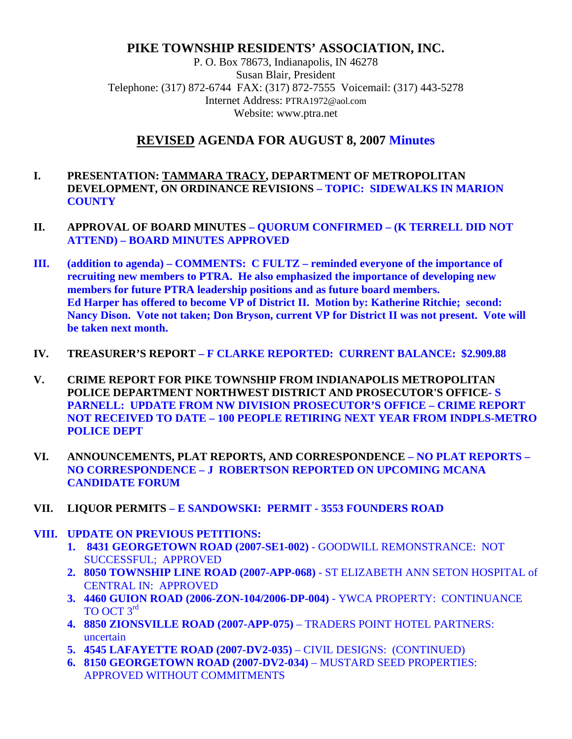# PIKE TOWNSHIP RESIDENTS' ASSOCIATION, INC.

P. O. Box 78673, Indianapolis, IN 46278
Susan Blair, President
Telephone: (317) 872-6744 FAX: (317) 872-7555 Voicemail: (317) 443-5278
Internet Address: PTRA1972@aol.com
Website: www.ptra.net

## REVISED AGENDA FOR AUGUST 8, 2007 Minutes

**I. PRESENTATION: TAMMARA TRACY, DEPARTMENT OF METROPOLITAN DEVELOPMENT, ON ORDINANCE REVISIONS – TOPIC: SIDEWALKS IN MARION COUNTY**

**II. APPROVAL OF BOARD MINUTES – QUORUM CONFIRMED – (K TERRELL DID NOT ATTEND) – BOARD MINUTES APPROVED**

**III. (addition to agenda) – COMMENTS: C FULTZ – reminded everyone of the importance of recruiting new members to PTRA. He also emphasized the importance of developing new members for future PTRA leadership positions and as future board members.**
**Ed Harper has offered to become VP of District II. Motion by: Katherine Ritchie; second: Nancy Dison. Vote not taken; Don Bryson, current VP for District II was not present. Vote will be taken next month.**

**IV. TREASURER'S REPORT – F CLARKE REPORTED: CURRENT BALANCE: $2.909.88**

**V. CRIME REPORT FOR PIKE TOWNSHIP FROM INDIANAPOLIS METROPOLITAN POLICE DEPARTMENT NORTHWEST DISTRICT AND PROSECUTOR'S OFFICE- S PARNELL: UPDATE FROM NW DIVISION PROSECUTOR'S OFFICE – CRIME REPORT NOT RECEIVED TO DATE – 100 PEOPLE RETIRING NEXT YEAR FROM INDPLS-METRO POLICE DEPT**

**VI. ANNOUNCEMENTS, PLAT REPORTS, AND CORRESPONDENCE – NO PLAT REPORTS – NO CORRESPONDENCE – J ROBERTSON REPORTED ON UPCOMING MCANA CANDIDATE FORUM**

**VII. LIQUOR PERMITS – E SANDOWSKI: PERMIT - 3553 FOUNDERS ROAD**

**VIII. UPDATE ON PREVIOUS PETITIONS:**

1. **8431 GEORGETOWN ROAD (2007-SE1-002)** - GOODWILL REMONSTRANCE: NOT SUCCESSFUL; APPROVED
2. **8050 TOWNSHIP LINE ROAD (2007-APP-068)** - ST ELIZABETH ANN SETON HOSPITAL of CENTRAL IN: APPROVED
3. **4460 GUION ROAD (2006-ZON-104/2006-DP-004)** - YWCA PROPERTY: CONTINUANCE TO OCT 3rd
4. **8850 ZIONSVILLE ROAD (2007-APP-075)** – TRADERS POINT HOTEL PARTNERS: uncertain
5. **4545 LAFAYETTE ROAD (2007-DV2-035)** – CIVIL DESIGNS: (CONTINUED)
6. **8150 GEORGETOWN ROAD (2007-DV2-034)** – MUSTARD SEED PROPERTIES: APPROVED WITHOUT COMMITMENTS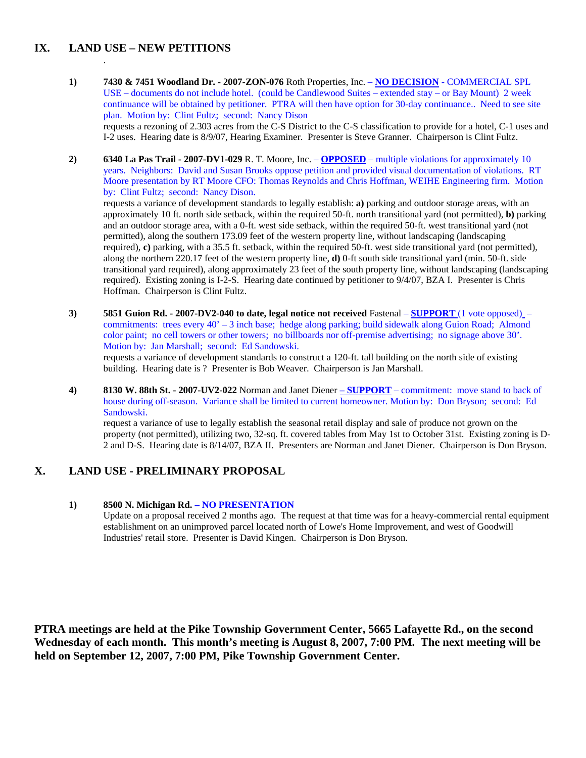## IX. LAND USE – NEW PETITIONS

.

1) **7430 & 7451 Woodland Dr. - 2007-ZON-076** Roth Properties, Inc. – **NO DECISION** - COMMERCIAL SPL USE – documents do not include hotel. (could be Candlewood Suites – extended stay – or Bay Mount) 2 week continuance will be obtained by petitioner. PTRA will then have option for 30-day continuance.. Need to see site plan. Motion by: Clint Fultz; second: Nancy Dison
requests a rezoning of 2.303 acres from the C-S District to the C-S classification to provide for a hotel, C-1 uses and I-2 uses. Hearing date is 8/9/07, Hearing Examiner. Presenter is Steve Granner. Chairperson is Clint Fultz.

2) **6340 La Pas Trail - 2007-DV1-029** R. T. Moore, Inc. – **OPPOSED** – multiple violations for approximately 10 years. Neighbors: David and Susan Brooks oppose petition and provided visual documentation of violations. RT Moore presentation by RT Moore CFO: Thomas Reynolds and Chris Hoffman, WEIHE Engineering firm. Motion by: Clint Fultz; second: Nancy Dison.
requests a variance of development standards to legally establish: **a)** parking and outdoor storage areas, with an approximately 10 ft. north side setback, within the required 50-ft. north transitional yard (not permitted), **b)** parking and an outdoor storage area, with a 0-ft. west side setback, within the required 50-ft. west transitional yard (not permitted), along the southern 173.09 feet of the western property line, without landscaping (landscaping required), **c)** parking, with a 35.5 ft. setback, within the required 50-ft. west side transitional yard (not permitted), along the northern 220.17 feet of the western property line, **d)** 0-ft south side transitional yard (min. 50-ft. side transitional yard required), along approximately 23 feet of the south property line, without landscaping (landscaping required). Existing zoning is I-2-S. Hearing date continued by petitioner to 9/4/07, BZA I. Presenter is Chris Hoffman. Chairperson is Clint Fultz.

3) **5851 Guion Rd. - 2007-DV2-040 to date, legal notice not received** Fastenal – **SUPPORT** (1 vote opposed) – commitments: trees every 40' – 3 inch base; hedge along parking; build sidewalk along Guion Road; Almond color paint; no cell towers or other towers; no billboards nor off-premise advertising; no signage above 30'. Motion by: Jan Marshall; second: Ed Sandowski.
requests a variance of development standards to construct a 120-ft. tall building on the north side of existing building. Hearing date is ? Presenter is Bob Weaver. Chairperson is Jan Marshall.

4) **8130 W. 88th St. - 2007-UV2-022** Norman and Janet Diener **– SUPPORT** – commitment: move stand to back of house during off-season. Variance shall be limited to current homeowner. Motion by: Don Bryson; second: Ed Sandowski.
request a variance of use to legally establish the seasonal retail display and sale of produce not grown on the property (not permitted), utilizing two, 32-sq. ft. covered tables from May 1st to October 31st. Existing zoning is D-2 and D-S. Hearing date is 8/14/07, BZA II. Presenters are Norman and Janet Diener. Chairperson is Don Bryson.

## X. LAND USE - PRELIMINARY PROPOSAL

1) **8500 N. Michigan Rd. – NO PRESENTATION**
Update on a proposal received 2 months ago. The request at that time was for a heavy-commercial rental equipment establishment on an unimproved parcel located north of Lowe's Home Improvement, and west of Goodwill Industries' retail store. Presenter is David Kingen. Chairperson is Don Bryson.

**PTRA meetings are held at the Pike Township Government Center, 5665 Lafayette Rd., on the second Wednesday of each month. This month's meeting is August 8, 2007, 7:00 PM. The next meeting will be held on September 12, 2007, 7:00 PM, Pike Township Government Center.**